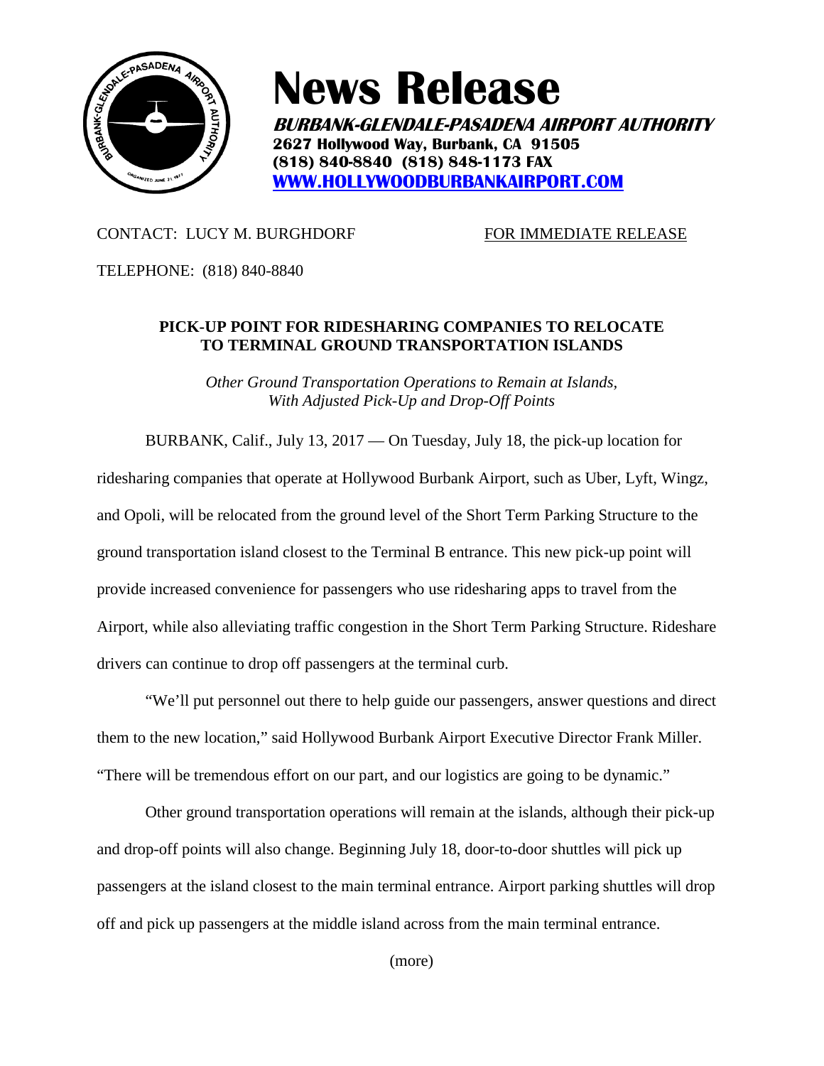# News Release

***BURBANK-GLENDALE-PASADENA AIRPORT AUTHORITY***
**2627 Hollywood Way, Burbank, CA 91505**
**(818) 840-8840 (818) 848-1173 FAX**
**[WWW.HOLLYWOODBURBANKAIRPORT.COM](http://WWW.HOLLYWOODBURBANKAIRPORT.COM)**

CONTACT: LUCY M. BURGHDORF FOR IMMEDIATE RELEASE

TELEPHONE: (818) 840-8840

**PICK-UP POINT FOR RIDESHARING COMPANIES TO RELOCATE TO TERMINAL GROUND TRANSPORTATION ISLANDS**

*Other Ground Transportation Operations to Remain at Islands, With Adjusted Pick-Up and Drop-Off Points*

BURBANK, Calif., July 13, 2017 — On Tuesday, July 18, the pick-up location for ridesharing companies that operate at Hollywood Burbank Airport, such as Uber, Lyft, Wingz, and Opoli, will be relocated from the ground level of the Short Term Parking Structure to the ground transportation island closest to the Terminal B entrance. This new pick-up point will provide increased convenience for passengers who use ridesharing apps to travel from the Airport, while also alleviating traffic congestion in the Short Term Parking Structure. Rideshare drivers can continue to drop off passengers at the terminal curb.

"We'll put personnel out there to help guide our passengers, answer questions and direct them to the new location," said Hollywood Burbank Airport Executive Director Frank Miller. "There will be tremendous effort on our part, and our logistics are going to be dynamic."

Other ground transportation operations will remain at the islands, although their pick-up and drop-off points will also change. Beginning July 18, door-to-door shuttles will pick up passengers at the island closest to the main terminal entrance. Airport parking shuttles will drop off and pick up passengers at the middle island across from the main terminal entrance.

(more)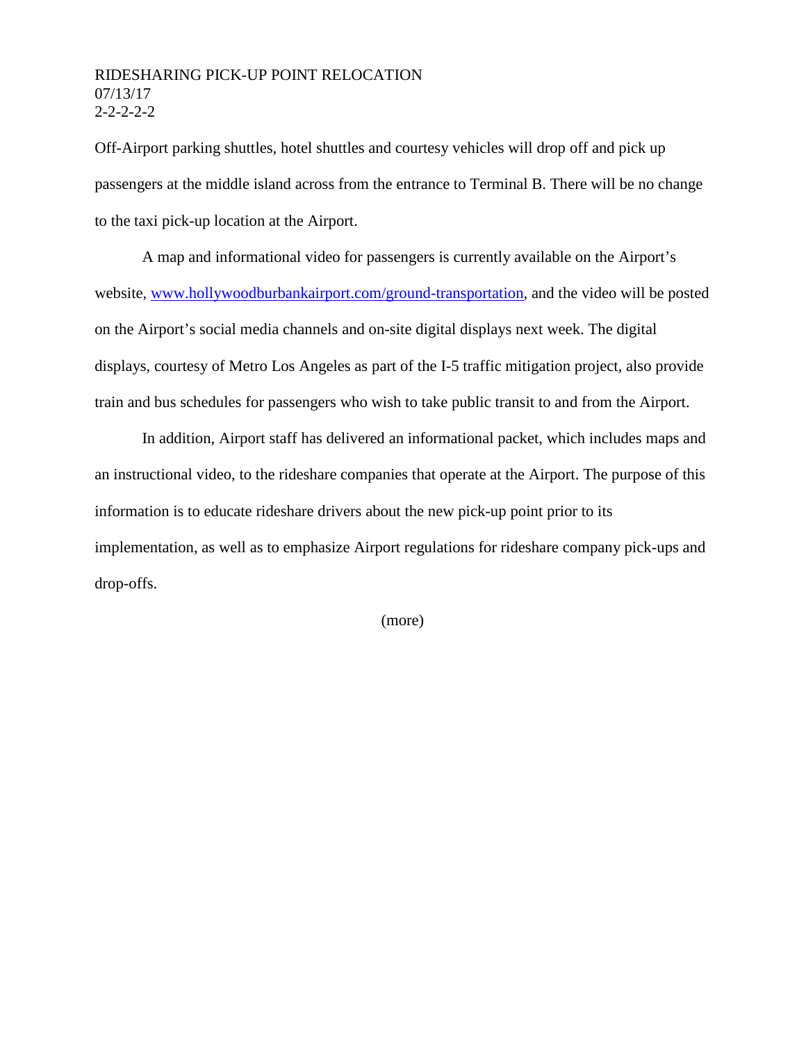Off-Airport parking shuttles, hotel shuttles and courtesy vehicles will drop off and pick up passengers at the middle island across from the entrance to Terminal B. There will be no change to the taxi pick-up location at the Airport.

A map and informational video for passengers is currently available on the Airport's website, [www.hollywoodburbankairport.com/ground-transportation](http://www.hollywoodburbankairport.com/ground-transportation), and the video will be posted on the Airport's social media channels and on-site digital displays next week. The digital displays, courtesy of Metro Los Angeles as part of the I-5 traffic mitigation project, also provide train and bus schedules for passengers who wish to take public transit to and from the Airport.

In addition, Airport staff has delivered an informational packet, which includes maps and an instructional video, to the rideshare companies that operate at the Airport. The purpose of this information is to educate rideshare drivers about the new pick-up point prior to its implementation, as well as to emphasize Airport regulations for rideshare company pick-ups and drop-offs.

(more)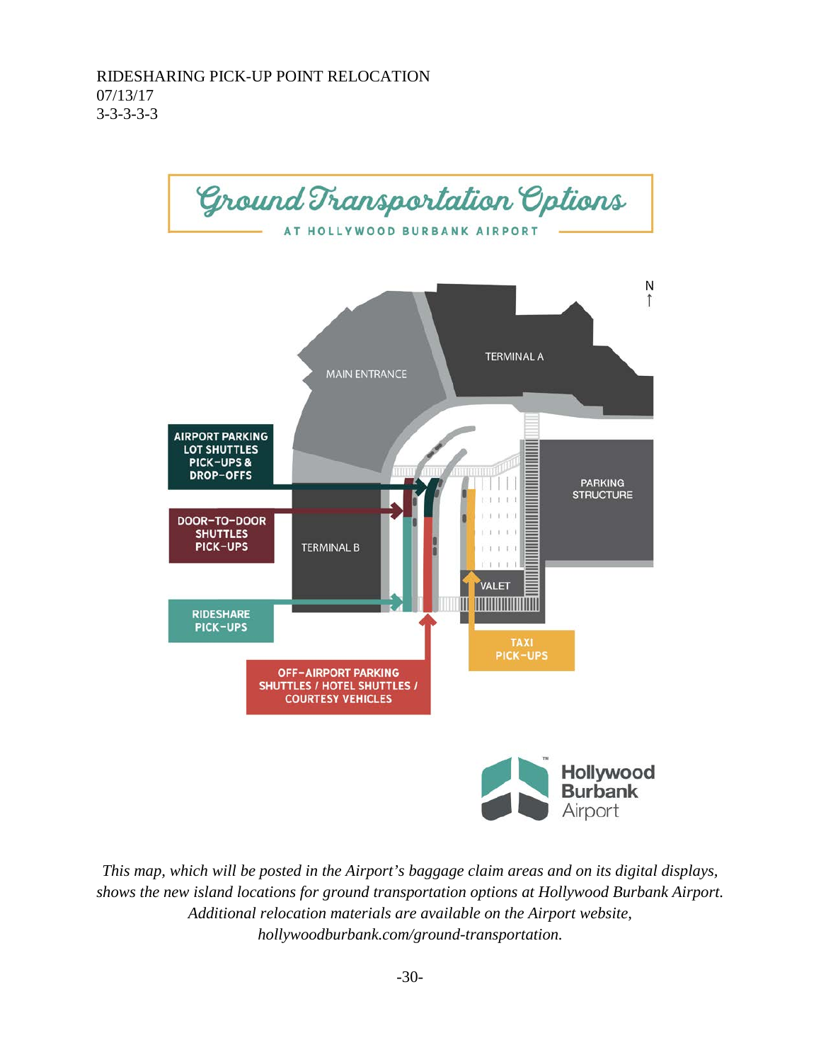RIDESHARING PICK-UP POINT RELOCATION
07/13/17
3-3-3-3-3

# Ground Transportation Options

AT HOLLYWOOD BURBANK AIRPORT

N

MAIN ENTRANCE

TERMINAL A

AIRPORT PARKING LOT SHUTTLES PICK-UPS & DROP-OFFS

PARKING STRUCTURE

DOOR-TO-DOOR SHUTTLES PICK-UPS

TERMINAL B

VALET

RIDESHARE PICK-UPS

TAXI PICK-UPS

OFF-AIRPORT PARKING SHUTTLES / HOTEL SHUTTLES / COURTESY VEHICLES

Hollywood Burbank Airport

*This map, which will be posted in the Airport's baggage claim areas and on its digital displays, shows the new island locations for ground transportation options at Hollywood Burbank Airport. Additional relocation materials are available on the Airport website, hollywoodburbank.com/ground-transportation.*